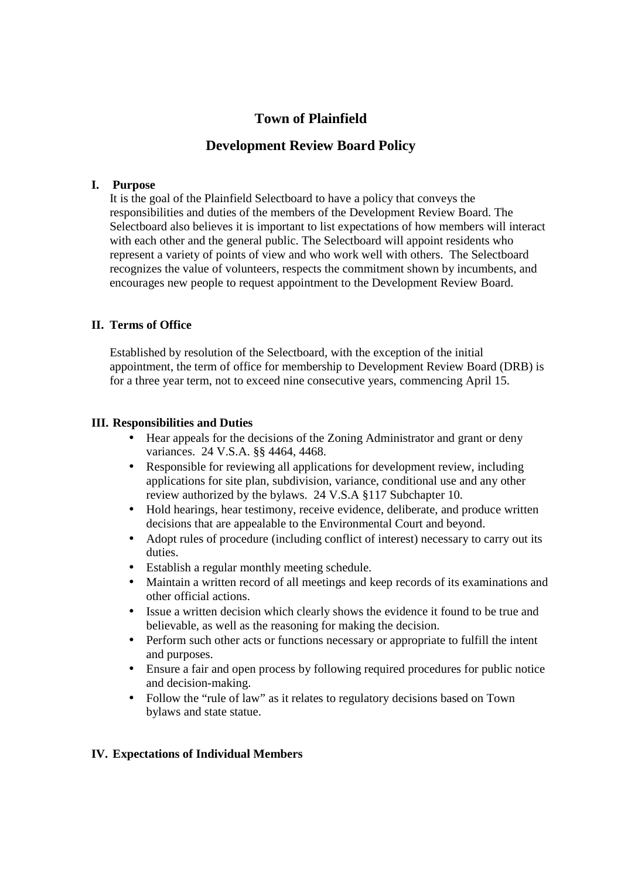# Town of Plainfield

## Development Review Board Policy

### I. Purpose

It is the goal of the Plainfield Selectboard to have a policy that conveys the responsibilities and duties of the members of the Development Review Board. The Selectboard also believes it is important to list expectations of how members will interact with each other and the general public. The Selectboard will appoint residents who represent a variety of points of view and who work well with others. The Selectboard recognizes the value of volunteers, respects the commitment shown by incumbents, and encourages new people to request appointment to the Development Review Board.

### II. Terms of Office

Established by resolution of the Selectboard, with the exception of the initial appointment, the term of office for membership to Development Review Board (DRB) is for a three year term, not to exceed nine consecutive years, commencing April 15.

### III. Responsibilities and Duties

- Hear appeals for the decisions of the Zoning Administrator and grant or deny variances. 24 V.S.A. §§ 4464, 4468.
- Responsible for reviewing all applications for development review, including applications for site plan, subdivision, variance, conditional use and any other review authorized by the bylaws. 24 V.S.A §117 Subchapter 10.
- Hold hearings, hear testimony, receive evidence, deliberate, and produce written decisions that are appealable to the Environmental Court and beyond.
- Adopt rules of procedure (including conflict of interest) necessary to carry out its duties.
- Establish a regular monthly meeting schedule.
- Maintain a written record of all meetings and keep records of its examinations and other official actions.
- Issue a written decision which clearly shows the evidence it found to be true and believable, as well as the reasoning for making the decision.
- Perform such other acts or functions necessary or appropriate to fulfill the intent and purposes.
- Ensure a fair and open process by following required procedures for public notice and decision-making.
- Follow the "rule of law" as it relates to regulatory decisions based on Town bylaws and state statue.

### IV. Expectations of Individual Members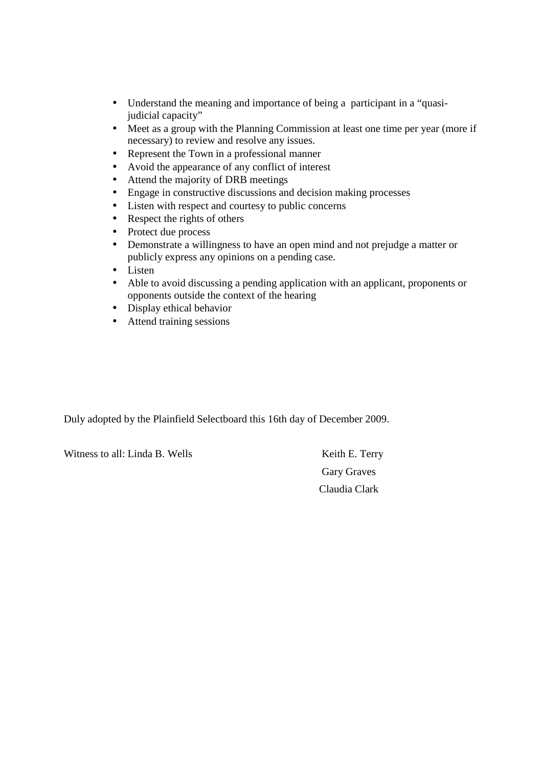- Understand the meaning and importance of being a participant in a "quasi-judicial capacity"
- Meet as a group with the Planning Commission at least one time per year (more if necessary) to review and resolve any issues.
- Represent the Town in a professional manner
- Avoid the appearance of any conflict of interest
- Attend the majority of DRB meetings
- Engage in constructive discussions and decision making processes
- Listen with respect and courtesy to public concerns
- Respect the rights of others
- Protect due process
- Demonstrate a willingness to have an open mind and not prejudge a matter or publicly express any opinions on a pending case.
- Listen
- Able to avoid discussing a pending application with an applicant, proponents or opponents outside the context of the hearing
- Display ethical behavior
- Attend training sessions

Duly adopted by the Plainfield Selectboard this 16th day of December 2009.

Witness to all: Linda B. Wells

Keith E. Terry

Gary Graves

Claudia Clark